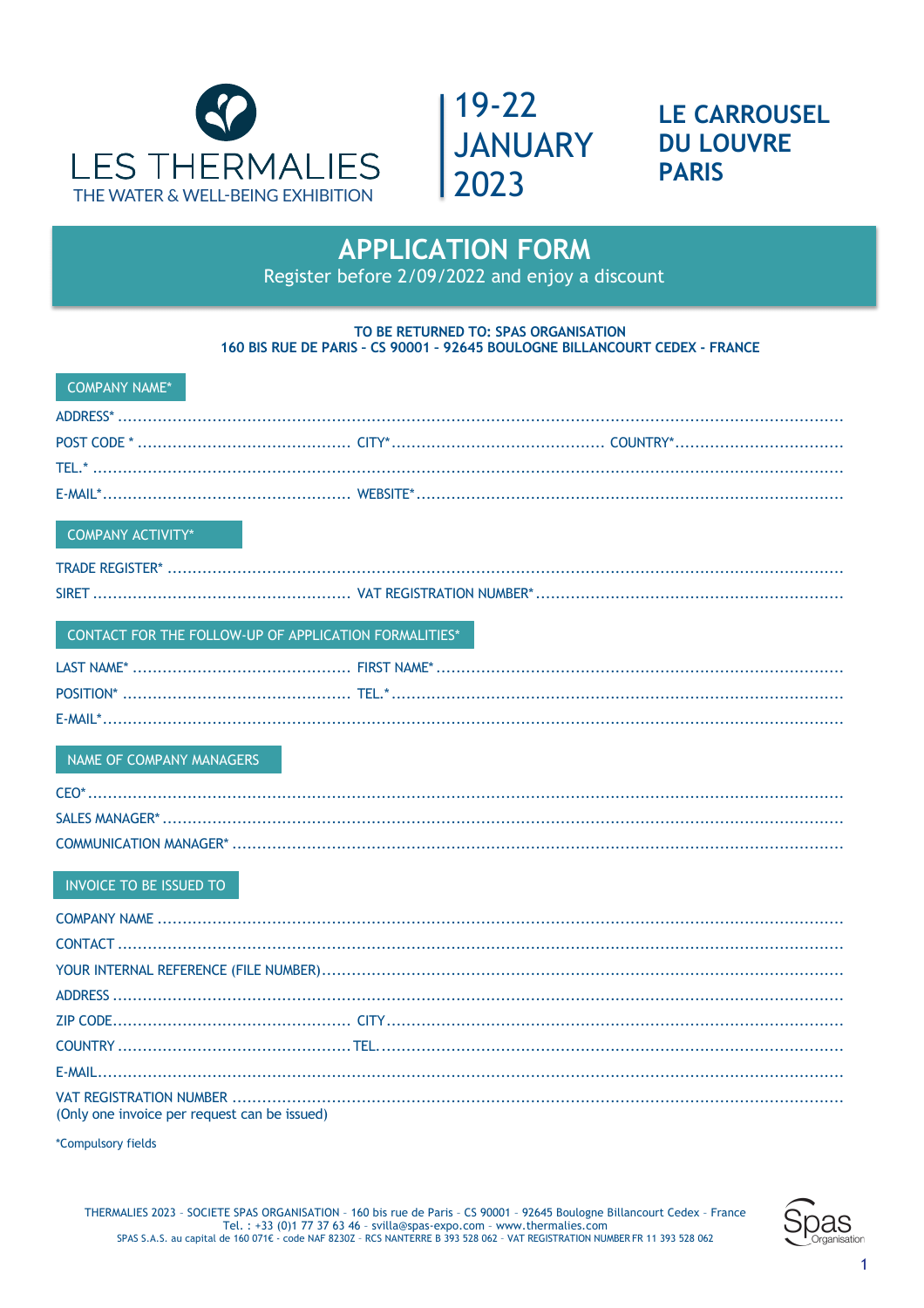# LES THERMALIES

THE WATER & WELL-BEING EXHIBITION

19-22 JANUARY 2023

**LE CARROUSEL DU LOUVRE PARIS**

## APPLICATION FORM

Register before 2/09/2022 and enjoy a discount

**TO BE RETURNED TO: SPAS ORGANISATION**
**160 BIS RUE DE PARIS – CS 90001 – 92645 BOULOGNE BILLANCOURT CEDEX - FRANCE**

### COMPANY NAME*

ADDRESS* ..................................................................................................................................

POST CODE * .............................................. CITY*.............................................. COUNTRY*..................................

TEL.* .........................................................................................................................................

E-MAIL*.................................................. WEBSITE*.......................................................................................

### COMPANY ACTIVITY*

TRADE REGISTER* .......................................................................................................................

SIRET .................................................... VAT REGISTRATION NUMBER*..............................................................

### CONTACT FOR THE FOLLOW-UP OF APPLICATION FORMALITIES*

LAST NAME* ............................................ FIRST NAME*...................................................................................

POSITION* .............................................. TEL.*..........................................................................................

E-MAIL*......................................................................................................................................

### NAME OF COMPANY MANAGERS

CEO*..........................................................................................................................................

SALES MANAGER*.........................................................................................................................

COMMUNICATION MANAGER* .........................................................................................................

### INVOICE TO BE ISSUED TO

COMPANY NAME ..........................................................................................................................

CONTACT .....................................................................................................................................

YOUR INTERNAL REFERENCE (FILE NUMBER)........................................................................................

ADDRESS .....................................................................................................................................

ZIP CODE................................................ CITY..............................................................................

COUNTRY ..............................................TEL...............................................................................

E-MAIL.........................................................................................................................................

VAT REGISTRATION NUMBER ...........................................................................................................
(Only one invoice per request can be issued)

*Compulsory fields

THERMALIES 2023 – SOCIETE SPAS ORGANISATION – 160 bis rue de Paris – CS 90001 – 92645 Boulogne Billancourt Cedex – France
Tel. : +33 (0)1 77 37 63 46 – svilla@spas-expo.com – www.thermalies.com
SPAS S.A.S. au capital de 160 071€ - code NAF 8230Z - RCS NANTERRE B 393 528 062 – VAT REGISTRATION NUMBER FR 11 393 528 062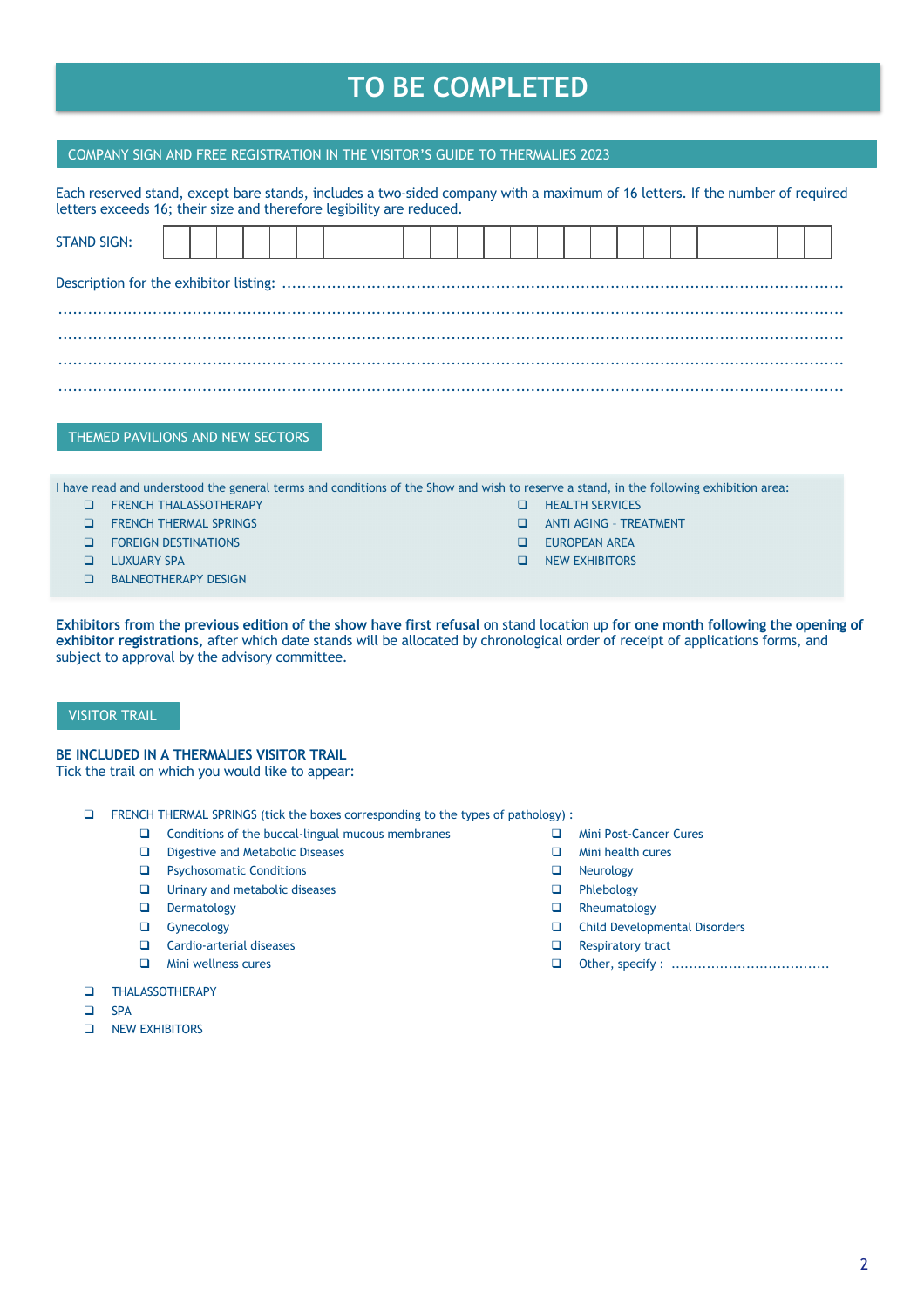# TO BE COMPLETED

## COMPANY SIGN AND FREE REGISTRATION IN THE VISITOR'S GUIDE TO THERMALIES 2023

Each reserved stand, except bare stands, includes a two-sided company with a maximum of 16 letters. If the number of required letters exceeds 16; their size and therefore legibility are reduced.

STAND SIGN: | | | | | | | | | | | | | | | | | | | | | | | | |

Description for the exhibitor listing: ..............................................................................................................

..............................................................................................................................................

..............................................................................................................................................

..............................................................................................................................................

..............................................................................................................................................

## THEMED PAVILIONS AND NEW SECTORS

I have read and understood the general terms and conditions of the Show and wish to reserve a stand, in the following exhibition area:

- ❑ FRENCH THALASSOTHERAPY
- ❑ FRENCH THERMAL SPRINGS
- ❑ FOREIGN DESTINATIONS
- ❑ LUXUARY SPA
- ❑ BALNEOTHERAPY DESIGN
- ❑ HEALTH SERVICES
- ❑ ANTI AGING – TREATMENT
- ❑ EUROPEAN AREA
- ❑ NEW EXHIBITORS

**Exhibitors from the previous edition of the show have first refusal** on stand location up **for one month following the opening of exhibitor registrations,** after which date stands will be allocated by chronological order of receipt of applications forms, and subject to approval by the advisory committee.

## VISITOR TRAIL

**BE INCLUDED IN A THERMALIES VISITOR TRAIL**
Tick the trail on which you would like to appear:

- ❑ FRENCH THERMAL SPRINGS (tick the boxes corresponding to the types of pathology) :
  - ❑ Conditions of the buccal-lingual mucous membranes
  - ❑ Digestive and Metabolic Diseases
  - ❑ Psychosomatic Conditions
  - ❑ Urinary and metabolic diseases
  - ❑ Dermatology
  - ❑ Gynecology
  - ❑ Cardio-arterial diseases
  - ❑ Mini wellness cures
  - ❑ Mini Post-Cancer Cures
  - ❑ Mini health cures
  - ❑ Neurology
  - ❑ Phlebology
  - ❑ Rheumatology
  - ❑ Child Developmental Disorders
  - ❑ Respiratory tract
  - ❑ Other, specify : ....................................
- ❑ THALASSOTHERAPY
- ❑ SPA
- ❑ NEW EXHIBITORS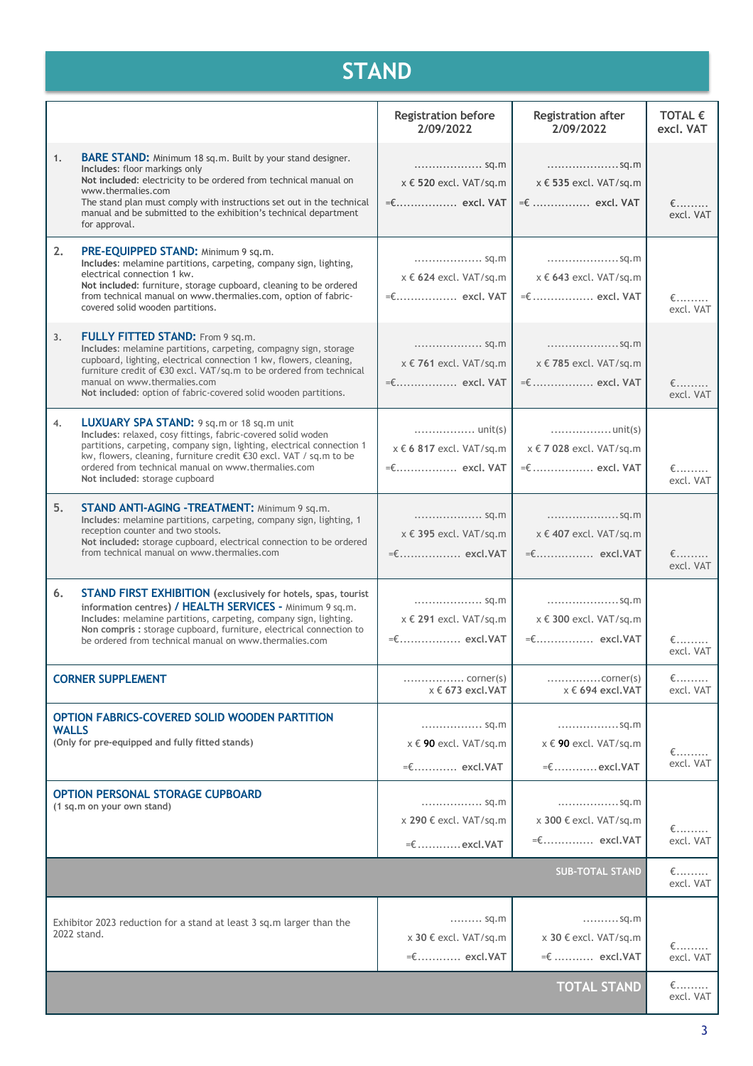# STAND

| | | Registration before 2/09/2022 | Registration after 2/09/2022 | TOTAL € excl. VAT |
|---|---|---|---|---|
| 1. | **BARE STAND:** Minimum 18 sq.m. Built by your stand designer.<br>**Includes**: floor markings only<br>**Not included**: electricity to be ordered from technical manual on www.thermalies.com<br>The stand plan must comply with instructions set out in the technical manual and be submitted to the exhibition's technical department for approval. | ………………. sq.m<br>x € **520** excl. VAT/sq.m<br>=€……………. **excl. VAT** | ……………….sq.m<br>x € **535** excl. VAT/sq.m<br>=€ ……………. **excl. VAT** | €……… excl. VAT |
| 2. | **PRE-EQUIPPED STAND:** Minimum 9 sq.m.<br>**Includes**: melamine partitions, carpeting, company sign, lighting, electrical connection 1 kw.<br>**Not included**: furniture, storage cupboard, cleaning to be ordered from technical manual on www.thermalies.com, option of fabric-covered solid wooden partitions. | ………………. sq.m<br>x € **624** excl. VAT/sq.m<br>=€……………. **excl. VAT** | ……………….sq.m<br>x € **643** excl. VAT/sq.m<br>=€……………. **excl. VAT** | €……… excl. VAT |
| 3. | **FULLY FITTED STAND:** From 9 sq.m.<br>**Includes**: melamine partitions, carpeting, compagny sign, storage cupboard, lighting, electrical connection 1 kw, flowers, cleaning, furniture credit of €30 excl. VAT/sq.m to be ordered from technical manual on www.thermalies.com<br>**Not included**: option of fabric-covered solid wooden partitions. | ………………. sq.m<br>x € **761** excl. VAT/sq.m<br>=€……………. **excl. VAT** | ……………….sq.m<br>x € **785** excl. VAT/sq.m<br>=€……………. **excl. VAT** | €……… excl. VAT |
| 4. | **LUXUARY SPA STAND:** 9 sq.m or 18 sq.m unit<br>**Includes**: relaxed, cosy fittings, fabric-covered solid woden partitions, carpeting, company sign, lighting, electrical connection 1 kw, flowers, cleaning, furniture credit €30 excl. VAT / sq.m to be ordered from technical manual on www.thermalies.com<br>**Not included**: storage cupboard | ……………. unit(s)<br>x € **6 817** excl. VAT/sq.m<br>=€……………. **excl. VAT** | …………….unit(s)<br>x € **7 028** excl. VAT/sq.m<br>=€……………. **excl. VAT** | €……… excl. VAT |
| 5. | **STAND ANTI-AGING -TREATMENT:** Minimum 9 sq.m.<br>**Includes**: melamine partitions, carpeting, company sign, lighting, 1 reception counter and two stools.<br>**Not included**: storage cupboard, electrical connection to be ordered from technical manual on www.thermalies.com | ………………. sq.m<br>x € **395** excl. VAT/sq.m<br>=€……………. **excl.VAT** | ……………….sq.m<br>x € **407** excl. VAT/sq.m<br>=€……………. **excl.VAT** | €……… excl. VAT |
| 6. | **STAND FIRST EXHIBITION (exclusively for hotels, spas, tourist information centres) / HEALTH SERVICES -** Minimum 9 sq.m.<br>**Includes**: melamine partitions, carpeting, company sign, lighting.<br>**Non compris :** storage cupboard, furniture, electrical connection to be ordered from technical manual on www.thermalies.com | ………………. sq.m<br>x € **291** excl. VAT/sq.m<br>=€……………. **excl.VAT** | ……………….sq.m<br>x € **300** excl. VAT/sq.m<br>=€……………. **excl.VAT** | €……… excl. VAT |
| **CORNER SUPPLEMENT** | | ……………. corner(s)<br>x € **673 excl.VAT** | ……………corner(s)<br>x € **694 excl.VAT** | €……… excl. VAT |
| **OPTION FABRICS-COVERED SOLID WOODEN PARTITION WALLS**<br>**(Only for pre-equipped and fully fitted stands)** | | ……………. sq.m<br>x € **90** excl. VAT/sq.m<br>=€………… **excl.VAT** | …………….sq.m<br>x € **90** excl. VAT/sq.m<br>=€…………**excl.VAT** | €……… excl. VAT |
| **OPTION PERSONAL STORAGE CUPBOARD**<br>**(1 sq.m on your own stand)** | | ……………. sq.m<br>x **290** € excl. VAT/sq.m<br>=€…………**excl.VAT** | …………….sq.m<br>x **300** € excl. VAT/sq.m<br>=€………….. **excl.VAT** | €……… excl. VAT |
| | | | **SUB-TOTAL STAND** | €……… excl. VAT |
| Exhibitor 2023 reduction for a stand at least 3 sq.m larger than the 2022 stand. | | ……… sq.m<br>x **30** € excl. VAT/sq.m<br>=€………… **excl.VAT** | ……….sq.m<br>x **30** € excl. VAT/sq.m<br>=€ ……….. **excl.VAT** | €……… excl. VAT |
| | | | **TOTAL STAND** | €……… excl. VAT |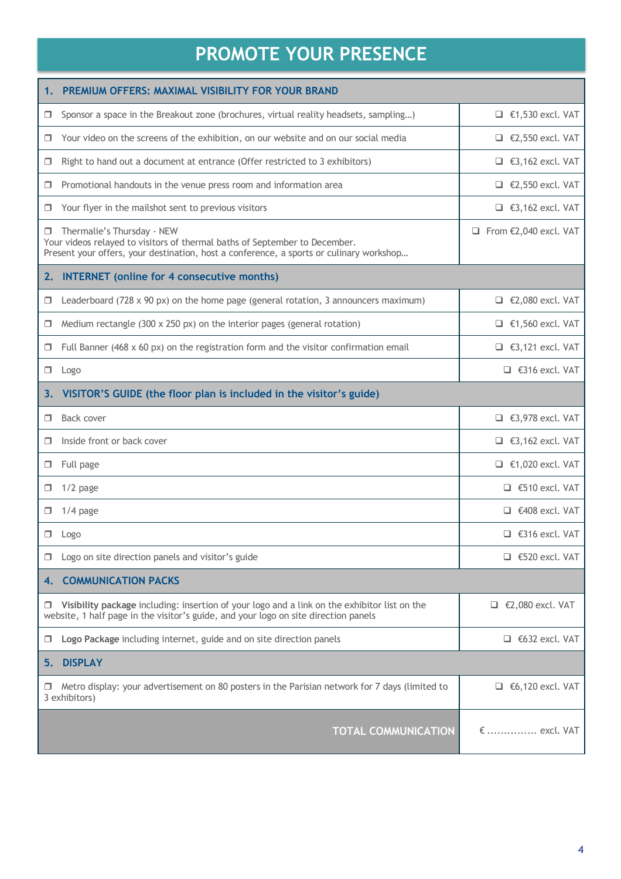# PROMOTE YOUR PRESENCE

| **1. PREMIUM OFFERS: MAXIMAL VISIBILITY FOR YOUR BRAND** | |
|---|---|
| ❒ Sponsor a space in the Breakout zone (brochures, virtual reality headsets, sampling…) | ❑ €1,530 excl. VAT |
| ❒ Your video on the screens of the exhibition, on our website and on our social media | ❑ €2,550 excl. VAT |
| ❒ Right to hand out a document at entrance (Offer restricted to 3 exhibitors) | ❑ €3,162 excl. VAT |
| ❒ Promotional handouts in the venue press room and information area | ❑ €2,550 excl. VAT |
| ❒ Your flyer in the mailshot sent to previous visitors | ❑ €3,162 excl. VAT |
| ❒ Thermalie's Thursday - NEW<br>Your videos relayed to visitors of thermal baths of September to December.<br>Present your offers, your destination, host a conference, a sports or culinary workshop… | ❑ From €2,040 excl. VAT |
| **2. INTERNET (online for 4 consecutive months)** | |
| ❒ Leaderboard (728 x 90 px) on the home page (general rotation, 3 announcers maximum) | ❑ €2,080 excl. VAT |
| ❒ Medium rectangle (300 x 250 px) on the interior pages (general rotation) | ❑ €1,560 excl. VAT |
| ❒ Full Banner (468 x 60 px) on the registration form and the visitor confirmation email | ❑ €3,121 excl. VAT |
| ❒ Logo | ❑ €316 excl. VAT |
| **3. VISITOR'S GUIDE (the floor plan is included in the visitor's guide)** | |
| ❒ Back cover | ❑ €3,978 excl. VAT |
| ❒ Inside front or back cover | ❑ €3,162 excl. VAT |
| ❒ Full page | ❑ €1,020 excl. VAT |
| ❒ 1/2 page | ❑ €510 excl. VAT |
| ❒ 1/4 page | ❑ €408 excl. VAT |
| ❒ Logo | ❑ €316 excl. VAT |
| ❒ Logo on site direction panels and visitor's guide | ❑ €520 excl. VAT |
| **4. COMMUNICATION PACKS** | |
| ❒ **Visibility package** including: insertion of your logo and a link on the exhibitor list on the website, 1 half page in the visitor's guide, and your logo on site direction panels | ❑ €2,080 excl. VAT |
| ❒ **Logo Package** including internet, guide and on site direction panels | ❑ €632 excl. VAT |
| **5. DISPLAY** | |
| ❒ Metro display: your advertisement on 80 posters in the Parisian network for 7 days (limited to 3 exhibitors) | ❑ €6,120 excl. VAT |
| **TOTAL COMMUNICATION** | € ............... excl. VAT |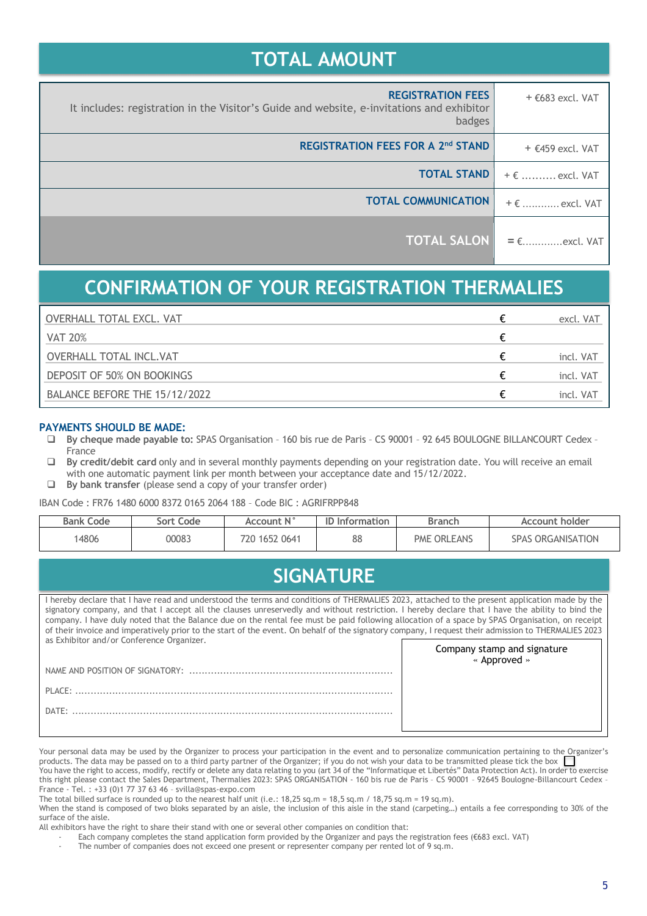## TOTAL AMOUNT

| | |
|---|---|
| **REGISTRATION FEES**<br>It includes: registration in the Visitor's Guide and website, e-invitations and exhibitor badges | + €683 excl. VAT |
| **REGISTRATION FEES FOR A 2nd STAND** | + €459 excl. VAT |
| **TOTAL STAND** | + € .......... excl. VAT |
| **TOTAL COMMUNICATION** | + € ........... excl. VAT |
| **TOTAL SALON** | = €............excl. VAT |

## CONFIRMATION OF YOUR REGISTRATION THERMALIES

| | | |
|---|---|---|
| OVERHALL TOTAL EXCL. VAT | € | excl. VAT |
| VAT 20% | € | |
| OVERHALL TOTAL INCL.VAT | € | incl. VAT |
| DEPOSIT OF 50% ON BOOKINGS | € | incl. VAT |
| BALANCE BEFORE THE 15/12/2022 | € | incl. VAT |

**PAYMENTS SHOULD BE MADE:**

- ❑ **By cheque made payable to:** SPAS Organisation – 160 bis rue de Paris – CS 90001 – 92 645 BOULOGNE BILLANCOURT Cedex – France
- ❑ **By credit/debit card** only and in several monthly payments depending on your registration date. You will receive an email with one automatic payment link per month between your acceptance date and 15/12/2022.
- ❑ **By bank transfer** (please send a copy of your transfer order)

IBAN Code : FR76 1480 6000 8372 0165 2064 188 – Code BIC : AGRIFRPP848

| Bank Code | Sort Code | Account N° | ID Information | Branch | Account holder |
|---|---|---|---|---|---|
| 14806 | 00083 | 720 1652 0641 | 88 | PME ORLEANS | SPAS ORGANISATION |

## SIGNATURE

I hereby declare that I have read and understood the terms and conditions of THERMALIES 2023, attached to the present application made by the signatory company, and that I accept all the clauses unreservedly and without restriction. I hereby declare that I have the ability to bind the company. I have duly noted that the Balance due on the rental fee must be paid following allocation of a space by SPAS Organisation, on receipt of their invoice and imperatively prior to the start of the event. On behalf of the signatory company, I request their admission to THERMALIES 2023 as Exhibitor and/or Conference Organizer.

NAME AND POSITION OF SIGNATORY: ..................................................................

PLACE: ..........................................................................................................

DATE: ...........................................................................................................

Company stamp and signature
« Approved »

Your personal data may be used by the Organizer to process your participation in the event and to personalize communication pertaining to the Organizer's products. The data may be passed on to a third party partner of the Organizer; if you do not wish your data to be transmitted please tick the box ☐
You have the right to access, modify, rectify or delete any data relating to you (art 34 of the "Informatique et Libertés" Data Protection Act). In order to exercise this right please contact the Sales Department, Thermalies 2023: SPAS ORGANISATION - 160 bis rue de Paris – CS 90001 – 92645 Boulogne-Billancourt Cedex – France - Tel. : +33 (0)1 77 37 63 46 – svilla@spas-expo.com
The total billed surface is rounded up to the nearest half unit (i.e.: 18,25 sq.m = 18,5 sq.m / 18,75 sq.m = 19 sq.m).
When the stand is composed of two bloks separated by an aisle, the inclusion of this aisle in the stand (carpeting…) entails a fee corresponding to 30% of the surface of the aisle.
All exhibitors have the right to share their stand with one or several other companies on condition that:

- Each company completes the stand application form provided by the Organizer and pays the registration fees (€683 excl. VAT)
- The number of companies does not exceed one present or representer company per rented lot of 9 sq.m.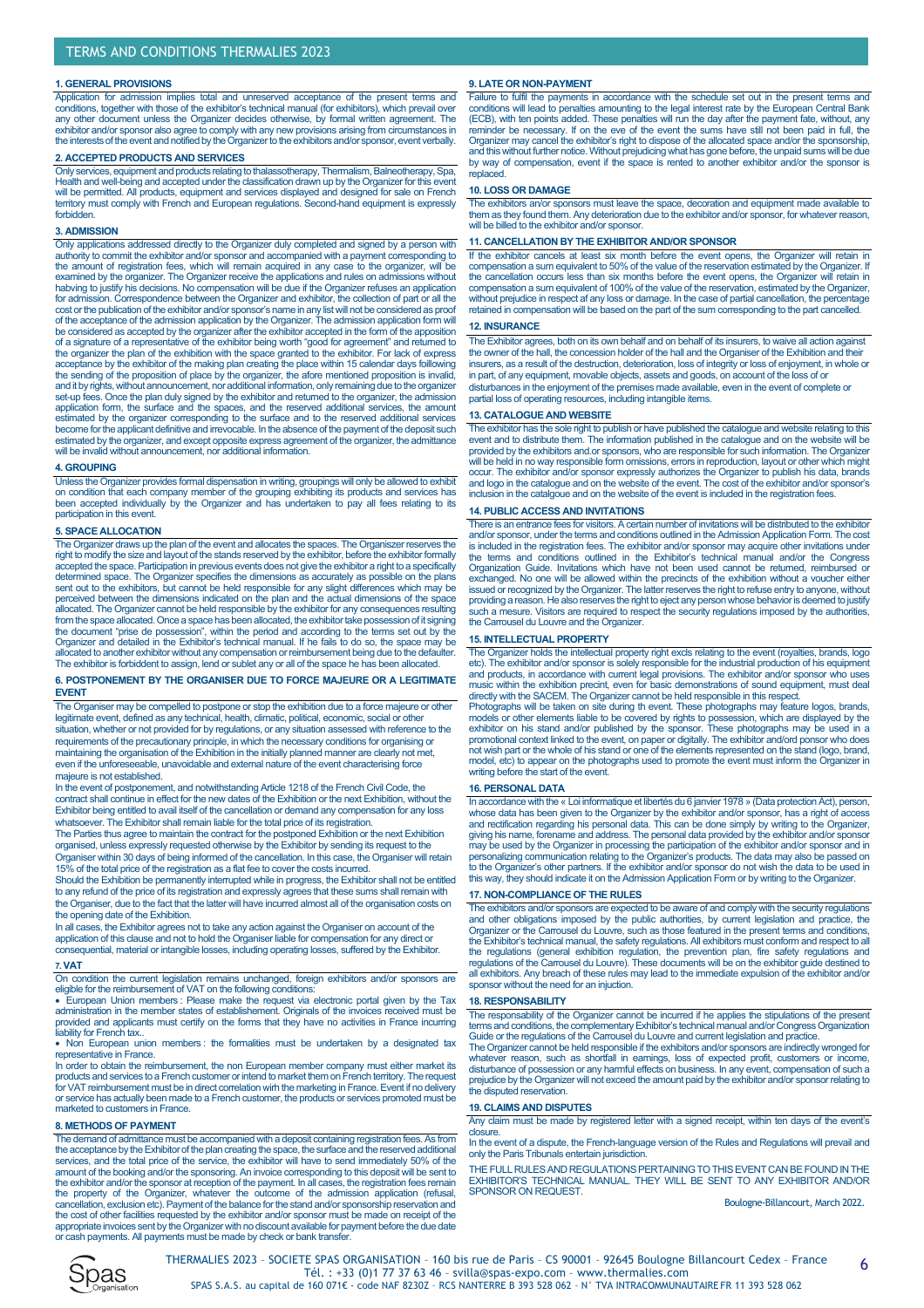# TERMS AND CONDITIONS THERMALIES 2023

## 1. GENERAL PROVISIONS

Application for admission implies total and unreserved acceptance of the present terms and conditions, together with those of the exhibitor's technical manual (for exhibitors), which prevail over any other document unless the Organizer decides otherwise, by formal written agreement. The exhibitor and/or sponsor also agree to comply with any new provisions arising from circumstances in the interests of the event and notified by the Organizer to the exhibitors and/or sponsor, event verbally.

## 2. ACCEPTED PRODUCTS AND SERVICES

Only services, equipment and products relating to thalassotherapy, Thermalism, Balneotherapy, Spa, Health and well-being and accepted under the classification drawn up by the Organizer for this event will be permitted. All products, equipment and services displayed and designed for sale on French territory must comply with French and European regulations. Second-hand equipment is expressly forbidden.

## 3. ADMISSION

Only applications addressed directly to the Organizer duly completed and signed by a person with authority to commit the exhibitor and/or sponsor and accompanied with a payment corresponding to the amount of registration fees, which will remain acquired in any case to the organizer, will be examined by the organizer. The Organizer receive the applications and rules on admissions without habving to justify his decisions. No compensation will be due if the Organizer refuses an application for admission. Correspondence between the Organizer and exhibitor, the collection of part or all the cost or the publication of the exhibitor and/or sponsor's name in any list will not be considered as proof of the acceptance of the admission application by the Organizer. The admission application form will be considered as accepted by the organizer after the exhibitor accepted in the form of the apposition of a signature of a representative of the exhibitor being worth "good for agreement" and returned to the organizer the plan of the exhibition with the space granted to the exhibitor. For lack of express acceptance by the exhibitor of the making plan creating the place within 15 calendar days following the sending of the proposition of place by the organizer, the afore mentioned proposition is invalid, and it by rights, without announcement, nor additional information, only remaining due to the organizer set-up fees. Once the plan duly signed by the exhibitor and returned to the organizer, the admission application form, the surface and the spaces, and the reserved additional services, the amount estimated by the organizer corresponding to the surface and to the reserved additional services become for the applicant definitive and irrevocable. In the absence of the payment of the deposit such estimated by the organizer, and except opposite express agreement of the organizer, the admittance will be invalid without announcement, nor additional information.

## 4. GROUPING

Unless the Organizer provides formal dispensation in writing, groupings will only be allowed to exhibit on condition that each company member of the grouping exhibiting its products and services has been accepted individually by the Organizer and has undertaken to pay all fees relating to its participation in this event.

## 5. SPACE ALLOCATION

The Organizer draws up the plan of the event and allocates the spaces. The Organizer reserves the right to modify the size and layout of the stands reserved by the exhibitor, before the exhibitor formally accepted the space. Participation in previous events does not give the exhibitor a right to a specifically determined space. The Organizer specifies the dimensions as accurately as possible on the plans sent out to the exhibitors, but cannot be held responsible for any slight differences which may be perceived between the dimensions indicated on the plan and the actual dimensions of the space allocated. The Organizer cannot be held responsible by the exhibitor for any consequences resulting from the space allocated. Once a space has been allocated, the exhibitor take possession of it signing the document "prise de possession", within the period and according to the terms set out by the Organizer and detailed in the Exhibitor's technical manual. If he fails to do so, the space may be allocated to another exhibitor without any compensation or reimbursement being due to the defaulter. The exhibitor is forbidden to assign, lend or sublet any or all of the space he has been allocated.

## 6. POSTPONEMENT BY THE ORGANISER DUE TO FORCE MAJEURE OR A LEGITIMATE EVENT

The Organiser may be compelled to postpone or stop the exhibition due to a force majeure or other legitimate event, defined as any technical, health, climatic, political, economic, social or other situation, whether or not provided for by regulations, or any situation assessed with reference to the requirements of the precautionary principle, in which the necessary conditions for organising or maintaining the organisation of the Exhibition in the initially planned manner are clearly not met, even if the unforeseeable, unavoidable and external nature of the event characterising force majeure is not established.

In the event of postponement, and notwithstanding Article 1218 of the French Civil Code, the contract shall continue in effect for the new dates of the Exhibition or the next Exhibition, without the Exhibitor being entitled to avail itself of the cancellation or demand any compensation for any loss whatsoever. The Exhibitor shall remain liable for the total price of its registration.

The Parties thus agree to maintain the contract for the postponed Exhibition or the next Exhibition organised, unless expressly requested otherwise by the Exhibitor by sending its request to the Organiser within 30 days of being informed of the cancellation. In this case, the Organiser will retain 15% of the total price of the registration as a flat fee to cover the costs incurred.

Should the Exhibition be permanently interrupted while in progress, the Exhibitor shall not be entitled to any refund of the price of its registration and expressly agrees that these sums shall remain with the Organiser, due to the fact that the latter will have incurred almost all of the organisation costs on the opening date of the Exhibition.

In all cases, the Exhibitor agrees not to take any action against the Organiser on account of the application of this clause and not to hold the Organiser liable for compensation for any direct or consequential, material or intangible losses, including operating losses, suffered by the Exhibitor.

## 7. VAT

On condition the current legislation remains unchanged, foreign exhibitors and/or sponsors are eligible for the reimbursement of VAT on the following conditions:

- European Union members : Please make the request via electronic portal given by the Tax administration in the member states of establishement. Originals of the invoices received must be provided and applicants must certify on the forms that they have no activities in France incurring liability for French tax..
- Non European union members : the formalities must be undertaken by a designated tax representative in France.

In order to obtain the reimbursement, the non European member company must either market its products and services to a French customer or intend to market them on French territory. The request for VAT reimbursement must be in direct correlation wirh the marketing in France. Event if no delivery or service has actually been made to a French customer, the products or services promoted must be marketed to customers in France.

## 8. METHODS OF PAYMENT

The demand of admittance must be accompanied with a deposit containing registration fees. As from the acceptance by the Exhibitor of the plan creating the space, the surface and the reserved additional services, and the total price of the service, the exhibitor will have to send immediately 50% of the amount of the booking and/or the sponsoring. An invoice corresponding to this deposit will be sent to the exhibitor and/or the sponsor at reception of the payment. In all cases, the registration fees remain the property of the Organizer, whatever the outcome of the admission application (refusal, cancellation, exclusion etc). Payment of the balance for the stand and/or sponsorship reservation and the cost of other facilities requested by the exhibitor and/or sponsor must be made on receipt of the appropriate invoices sent by the Organizer with no discount available for payment before the due date or cash payments. All payments must be made by check or bank transfer.

## 9. LATE OR NON-PAYMENT

Failure to fulfil the payments in accordance with the schedule set out in the present terms and conditions will lead to penalties amounting to the legal interest rate by the European Central Bank (ECB), with ten points added. These penalties will run the day after the payment fate, without, any reminder be necessary. If on the eve of the event the sums have still not been paid in full, the Organizer may cancel the exhibitor's right to dispose of the allocated space and/or the sponsorship, and this without further notice. Without prejudicing what has gone before, the unpaid sums will be due by way of compensation, event if the space is rented to another exhibitor and/or the sponsor is replaced.

## 10. LOSS OR DAMAGE

The exhibitors an/or sponsors must leave the space, decoration and equipment made available to them as they found them. Any deterioration due to the exhibitor and/or sponsor, for whatever reason, will be billed to the exhibitor and/or sponsor.

## 11. CANCELLATION BY THE EXHIBITOR AND/OR SPONSOR

If the exhibitor cancels at least six month before the event opens, the Organizer will retain in compensation a sum equivalent to 50% of the value of the reservation estimated by the Organizer. If the cancellation occurs less than six months before the event opens, the Organizer will retain in compensation a sum equivalent of 100% of the value of the reservation, estimated by the Organizer, without prejudice in respect of any loss or damage. In the case of partial cancellation, the percentage retained in compensation will be based on the part of the sum corresponding to the part cancelled.

## 12. INSURANCE

The Exhibitor agrees, both on its own behalf and on behalf of its insurers, to waive all action against the owner of the hall, the concession holder of the hall and the Organiser of the Exhibition and their insurers, as a result of the destruction, deterioration, loss of integrity or loss of enjoyment, in whole or in part, of any equipment, movable objects, assets and goods, on account of the loss of or disturbances in the enjoyment of the premises made available, even in the event of complete or partial loss of operating resources, including intangible items.

## 13. CATALOGUE AND WEBSITE

The exhibitor has the sole right to publish or have published the catalogue and website relating to this event and to distribute them. The information published in the catalogue and on the website will be provided by the exhibitors and.or sponsors, who are responsible for such information. The Organizer will be held in no way responsible form omissions, errors in reproduction, layout or other which might occur. The exhibitor and/or sponsor expressly authorizes the Organizer to publish his data, brands and logo in the catalogue and on the website of the event. The cost of the exhibitor and/or sponsor's inclusion in the catalogue and on the website of the event is included in the registration fees.

## 14. PUBLIC ACCESS AND INVITATIONS

There is an entrance fees for visitors. A certain number of invitations will be distributed to the exhibitor and/or sponsor, under the terms and conditions outlined in the Admission Application Form. The cost is included in the registration fees. The exhibitor and/or sponsor may acquire other invitations under the terms and conditions outlined in the Exhibitor's technical manual and/or the Congress Organization Guide. Invitations which have not been used cannot be returned, reimbursed or exchanged. No one will be allowed within the precincts of the exhibition without a voucher either issued or recognized by the Organizer. The latter reserves the right to refuse entry to anyone, without providing a reason. He also reserves the right to eject any person whose behavior is deemed to justify such a mesure. Visitors are required to respect the security regulations imposed by the authorities, the Carrousel du Louvre and the Organizer.

## 15. INTELLECTUAL PROPERTY

The Organizer holds the intellectual property right excls relating to the event (royalties, brands, logo etc). The exhibitor and/or sponsor is solely responsible for the industrial production of his equipment and products, in accordance with current legal provisions. The exhibitor and/or sponsor who uses music within the exhibition precint, even for basic demonstrations of sound equipment, must deal directly with the SACEM. The Organizer cannot be held responsible in this respect.

Photographs will be taken on site during th event. These photographs may feature logos, brands, models or other elements liable to be covered by rights to possession, which are displayed by the exhibitor on his stand and/or published by the sponsor. These photographs may be used in a promotional context linked to the event, on paper or digitally. The exhibitor and/ord ponsor who does not wish part or the whole of his stand or one of the elements represented on the stand (logo, brand, model, etc) to appear on the photographs used to promote the event must inform the Organizer in writing before the start of the event.

## 16. PERSONAL DATA

In accordance with the « Loi informatique et libertés du 6 janvier 1978 » (Data protection Act), person, whose data has been given to the Organizer by the exhibitor and/or sponsor, has a right of access and rectification regarding his personal data. This can be done simply by writing to the Organizer, giving his name, forename and address. The personal data provided by the exhibitor and/or sponsor may be used by the Organizer in processing the participation of the exhibitor and/or sponsor and in personalizing communication relating to the Organizer's products. The data may also be passed on to the Organizer's other partners. If the exhibitor and/or sponsor do not wish the data to be used in this way, they should indicate it on the Admission Application Form or by writing to the Organizer.

## 17. NON-COMPLIANCE OF THE RULES

The exhibitors and/or sponsors are expected to be aware of and comply with the security regulations and other obligations imposed by the public authorities, by current legislation and practice, the Organizer or the Carrousel du Louvre, such as those featured in the present terms and conditions, the Exhibitor's technical manual, the safety regulations. All exhibitors must conform and respect to all the regulations (general exhibition regulation, the prevention plan, fire safety regulations and regulations of the Carrousel du Louvre). These documents will be on the exhibitor guide destined to all exhibitors. Any breach of these rules may lead to the immediate expulsion of the exhibitor and/or sponsor without the need for an injuction.

## 18. RESPONSABILITY

The responsability of the Organizer cannot be incurred if he applies the stipulations of the present terms and conditions, the complementary Exhibitor's technical manual and/or Congress Organization Guide or the regulations of the Carrousel du Louvre and current legislation and practice.

The Organizer cannot be held responsible if the exhibitors and/or sponsors are indirectly wronged for whatever reason, such as shortfall in earnings, loss of expected profit, customers or income, disturbance of possession or any harmful effects on business. In any event, compensation of such a prejudice by the Organizer will not exceed the amount paid by the exhibitor and/or sponsor relating to the disputed reservation.

## 19. CLAIMS AND DISPUTES

Any claim must be made by registered letter with a signed receipt, within ten days of the event's closure.

In the event of a dispute, the French-language version of the Rules and Regulations will prevail and only the Paris Tribunals entertain jurisdiction.

THE FULL RULES AND REGULATIONS PERTAINING TO THIS EVENT CAN BE FOUND IN THE EXHIBITOR'S TECHNICAL MANUAL. THEY WILL BE SENT TO ANY EXHIBITOR AND/OR SPONSOR ON REQUEST.

Boulogne-Billancourt, March 2022.

THERMALIES 2023 – SOCIETE SPAS ORGANISATION – 160 bis rue de Paris – CS 90001 – 92645 Boulogne Billancourt Cedex – France
Tél. : +33 (0)1 77 37 63 46 – svilla@spas-expo.com – www.thermalies.com
SPAS S.A.S. au capital de 160 071€ - code NAF 8230Z – RCS NANTERRE B 393 528 062 – N° TVA INTRACOMMUNAUTAIRE FR 11 393 528 062